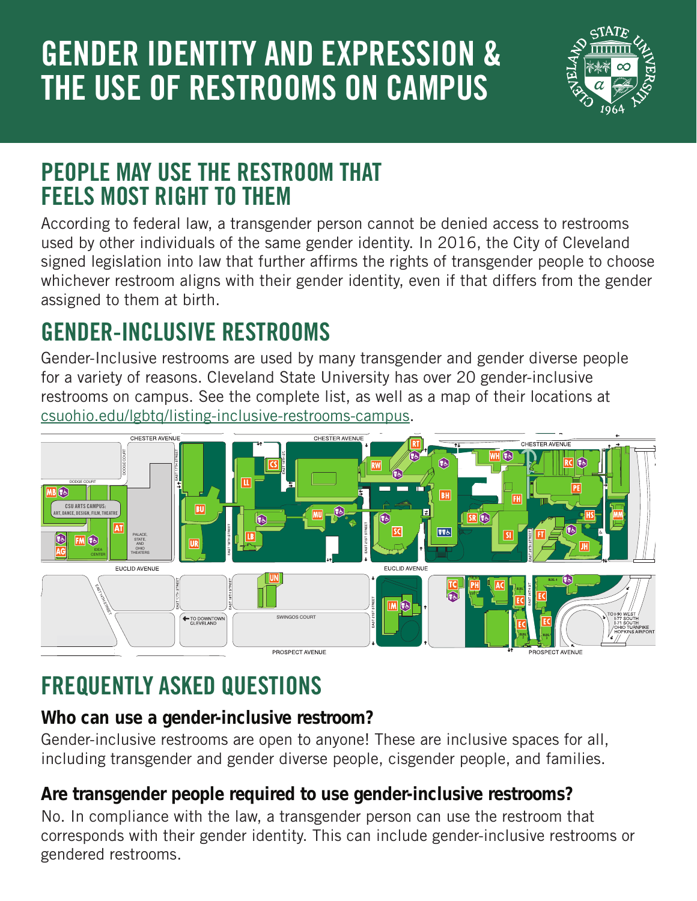# GENDER IDENTITY AND EXPRESSION & THE USE OF RESTROOMS ON CAMPUS

## PEOPLE MAY USE THE RESTROOM THAT FEELS MOST RIGHT TO THEM

According to federal law, a transgender person cannot be denied access to restrooms used by other individuals of the same gender identity. In 2016, the City of Cleveland signed legislation into law that further affirms the rights of transgender people to choose whichever restroom aligns with their gender identity, even if that differs from the gender assigned to them at birth.

## GENDER-INCLUSIVE RESTROOMS

Gender-Inclusive restrooms are used by many transgender and gender diverse people for a variety of reasons. Cleveland State University has over 20 gender-inclusive restrooms on campus. See the complete list, as well as a map of their locations at csuohio.edu/lgbtq/listing-inclusive-restrooms-campus.

## FREQUENTLY ASKED QUESTIONS

### Who can use a gender-inclusive restroom?

Gender-inclusive restrooms are open to anyone! These are inclusive spaces for all, including transgender and gender diverse people, cisgender people, and families.

### Are transgender people required to use gender-inclusive restrooms?

No. In compliance with the law, a transgender person can use the restroom that corresponds with their gender identity. This can include gender-inclusive restrooms or gendered restrooms.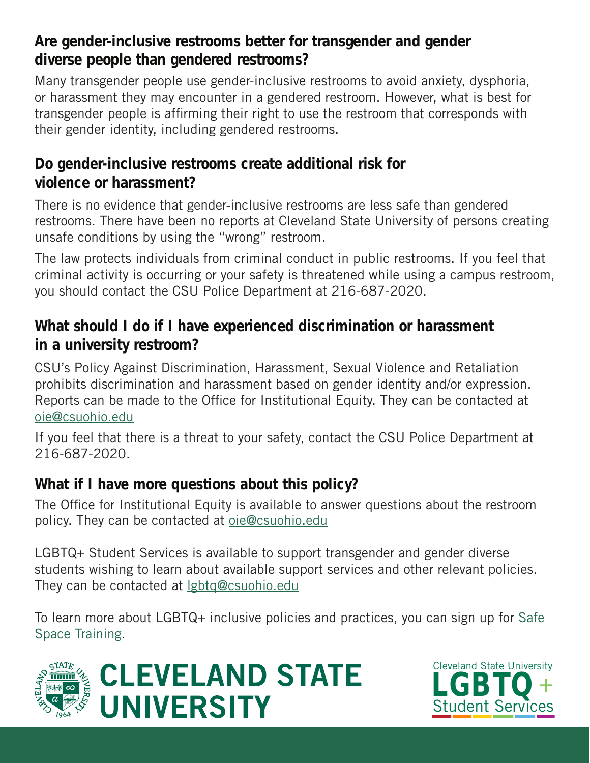## Are gender-inclusive restrooms better for transgender and gender diverse people than gendered restrooms?

Many transgender people use gender-inclusive restrooms to avoid anxiety, dysphoria, or harassment they may encounter in a gendered restroom. However, what is best for transgender people is affirming their right to use the restroom that corresponds with their gender identity, including gendered restrooms.

## Do gender-inclusive restrooms create additional risk for violence or harassment?

There is no evidence that gender-inclusive restrooms are less safe than gendered restrooms. There have been no reports at Cleveland State University of persons creating unsafe conditions by using the "wrong" restroom.

The law protects individuals from criminal conduct in public restrooms. If you feel that criminal activity is occurring or your safety is threatened while using a campus restroom, you should contact the CSU Police Department at 216-687-2020.

## What should I do if I have experienced discrimination or harassment in a university restroom?

CSU's Policy Against Discrimination, Harassment, Sexual Violence and Retaliation prohibits discrimination and harassment based on gender identity and/or expression. Reports can be made to the Office for Institutional Equity. They can be contacted at oie@csuohio.edu

If you feel that there is a threat to your safety, contact the CSU Police Department at 216-687-2020.

## What if I have more questions about this policy?

The Office for Institutional Equity is available to answer questions about the restroom policy. They can be contacted at oie@csuohio.edu

LGBTQ+ Student Services is available to support transgender and gender diverse students wishing to learn about available support services and other relevant policies. They can be contacted at lgbtq@csuohio.edu

To learn more about LGBTQ+ inclusive policies and practices, you can sign up for Safe Space Training.

CLEVELAND STATE UNIVERSITY

Cleveland State University LGBTQ+ Student Services